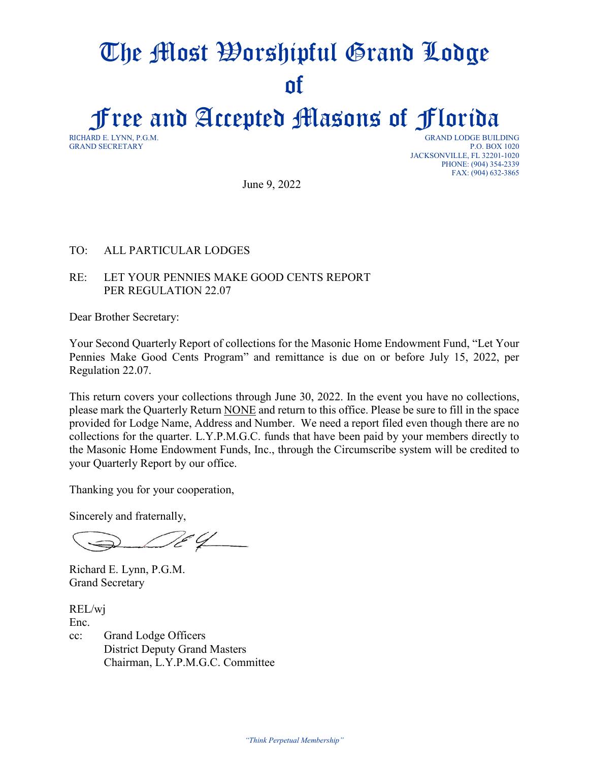# The Most Worshipful Grand Lodge of Free and Accepted Masons of Florida

RICHARD E. LYNN, P.G.M.
GRAND SECRETARY

GRAND LODGE BUILDING
P.O. BOX 1020
JACKSONVILLE, FL 32201-1020
PHONE: (904) 354-2339
FAX: (904) 632-3865

June 9, 2022

TO: ALL PARTICULAR LODGES

RE: LET YOUR PENNIES MAKE GOOD CENTS REPORT
PER REGULATION 22.07

Dear Brother Secretary:

Your Second Quarterly Report of collections for the Masonic Home Endowment Fund, "Let Your Pennies Make Good Cents Program" and remittance is due on or before July 15, 2022, per Regulation 22.07.

This return covers your collections through June 30, 2022. In the event you have no collections, please mark the Quarterly Return NONE and return to this office. Please be sure to fill in the space provided for Lodge Name, Address and Number. We need a report filed even though there are no collections for the quarter. L.Y.P.M.G.C. funds that have been paid by your members directly to the Masonic Home Endowment Funds, Inc., through the Circumscribe system will be credited to your Quarterly Report by our office.

Thanking you for your cooperation,

Sincerely and fraternally,

Richard E. Lynn, P.G.M.
Grand Secretary

REL/wj
Enc.
cc: Grand Lodge Officers
District Deputy Grand Masters
Chairman, L.Y.P.M.G.C. Committee

*"Think Perpetual Membership"*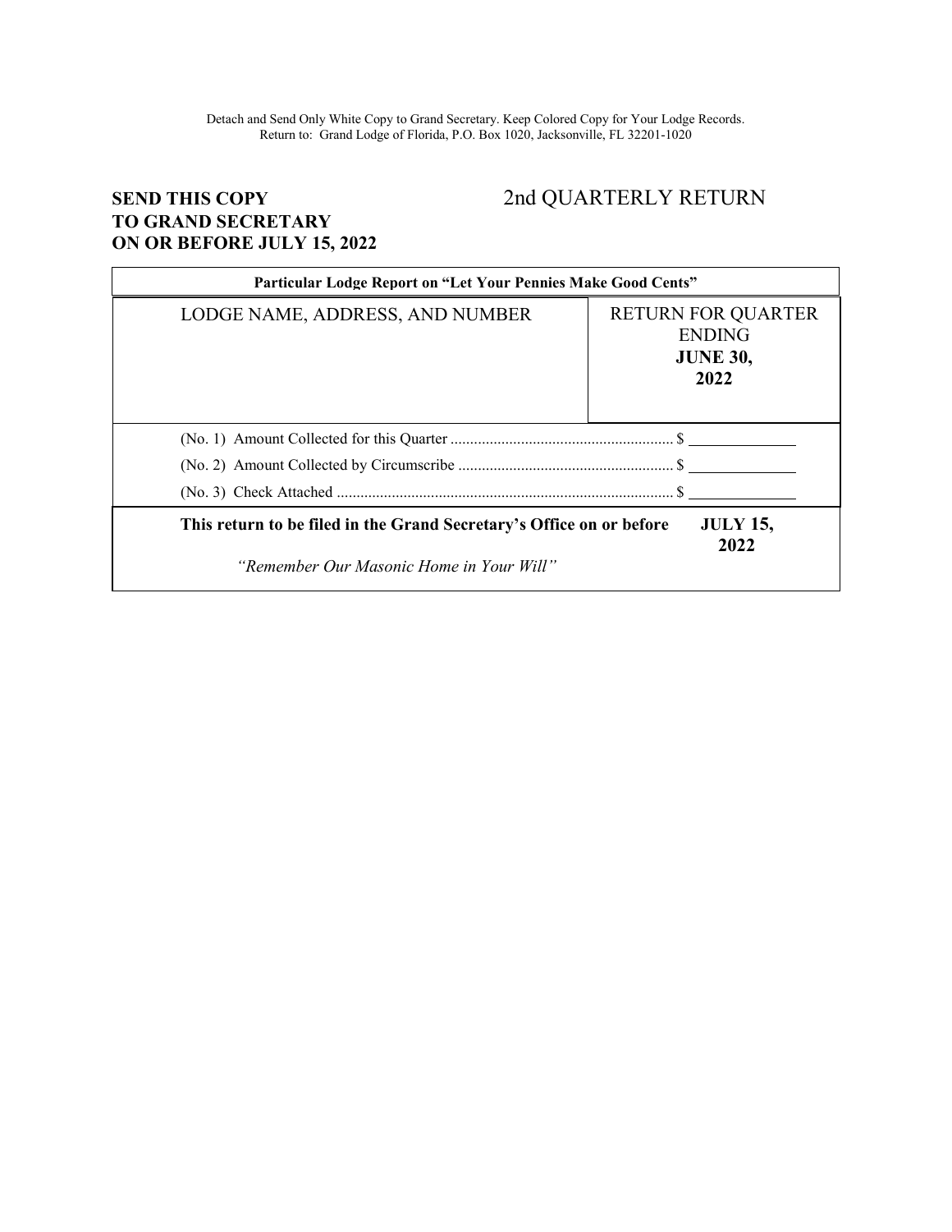Detach and Send Only White Copy to Grand Secretary. Keep Colored Copy for Your Lodge Records.
Return to: Grand Lodge of Florida, P.O. Box 1020, Jacksonville, FL 32201-1020

**SEND THIS COPY**
**TO GRAND SECRETARY**
**ON OR BEFORE JULY 15, 2022**

## 2nd QUARTERLY RETURN

**Particular Lodge Report on "Let Your Pennies Make Good Cents"**

| LODGE NAME, ADDRESS, AND NUMBER | RETURN FOR QUARTER ENDING **JUNE 30, 2022** |
|---|---|
| | |

(No. 1) Amount Collected for this Quarter ........................................................ $ ____________

(No. 2) Amount Collected by Circumscribe ...................................................... $ ____________

(No. 3) Check Attached ..................................................................................... $ ____________

**This return to be filed in the Grand Secretary's Office on or before JULY 15, 2022**

*"Remember Our Masonic Home in Your Will"*